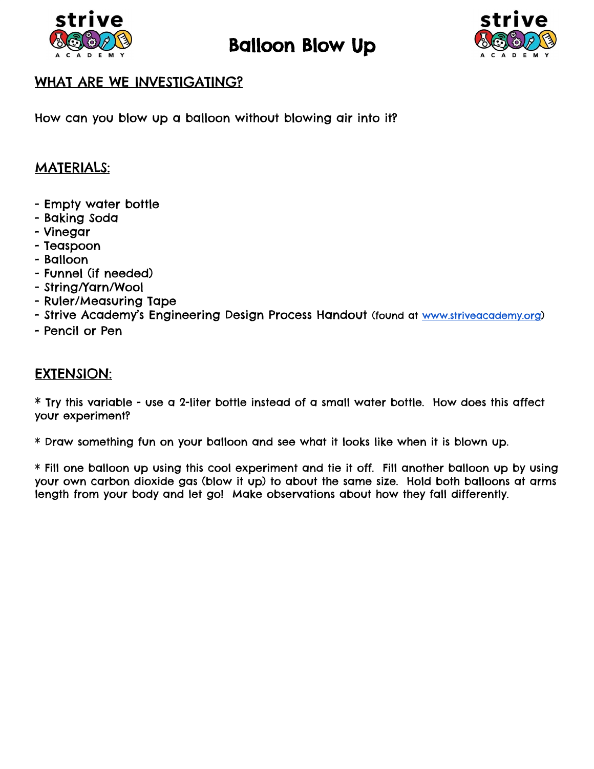# Balloon Blow Up

## WHAT ARE WE INVESTIGATING?

How can you blow up a balloon without blowing air into it?

## MATERIALS:

- Empty water bottle
- Baking Soda
- Vinegar
- Teaspoon
- Balloon
- Funnel (if needed)
- String/Yarn/Wool
- Ruler/Measuring Tape
- Strive Academy's Engineering Design Process Handout (found at www.striveacademy.org)
- Pencil or Pen

## EXTENSION:

* Try this variable - use a 2-liter bottle instead of a small water bottle. How does this affect your experiment?

* Draw something fun on your balloon and see what it looks like when it is blown up.

* Fill one balloon up using this cool experiment and tie it off. Fill another balloon up by using your own carbon dioxide gas (blow it up) to about the same size. Hold both balloons at arms length from your body and let go! Make observations about how they fall differently.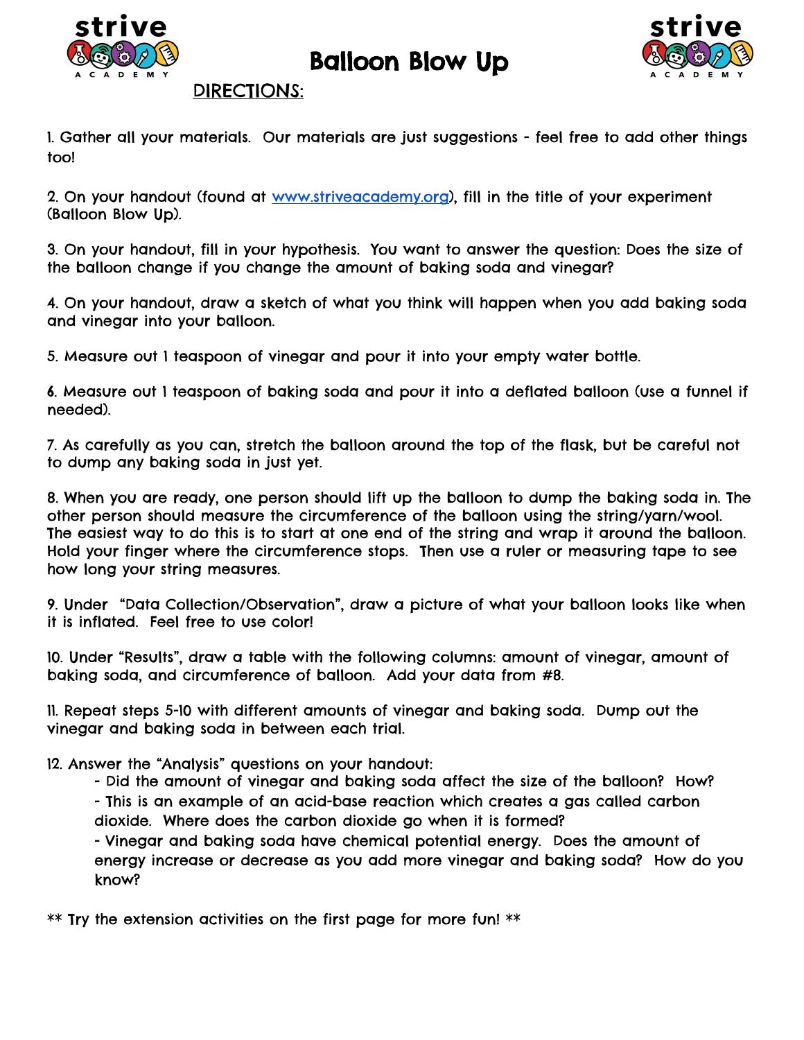# Balloon Blow Up

## DIRECTIONS:

1. Gather all your materials. Our materials are just suggestions - feel free to add other things too!

2. On your handout (found at [www.striveacademy.org](http://www.striveacademy.org)), fill in the title of your experiment (Balloon Blow Up).

3. On your handout, fill in your hypothesis. You want to answer the question: Does the size of the balloon change if you change the amount of baking soda and vinegar?

4. On your handout, draw a sketch of what you think will happen when you add baking soda and vinegar into your balloon.

5. Measure out 1 teaspoon of vinegar and pour it into your empty water bottle.

6. Measure out 1 teaspoon of baking soda and pour it into a deflated balloon (use a funnel if needed).

7. As carefully as you can, stretch the balloon around the top of the flask, but be careful not to dump any baking soda in just yet.

8. When you are ready, one person should lift up the balloon to dump the baking soda in. The other person should measure the circumference of the balloon using the string/yarn/wool. The easiest way to do this is to start at one end of the string and wrap it around the balloon. Hold your finger where the circumference stops. Then use a ruler or measuring tape to see how long your string measures.

9. Under "Data Collection/Observation", draw a picture of what your balloon looks like when it is inflated. Feel free to use color!

10. Under "Results", draw a table with the following columns: amount of vinegar, amount of baking soda, and circumference of balloon. Add your data from #8.

11. Repeat steps 5-10 with different amounts of vinegar and baking soda. Dump out the vinegar and baking soda in between each trial.

12. Answer the "Analysis" questions on your handout:
    - Did the amount of vinegar and baking soda affect the size of the balloon? How?
    - This is an example of an acid-base reaction which creates a gas called carbon dioxide. Where does the carbon dioxide go when it is formed?
    - Vinegar and baking soda have chemical potential energy. Does the amount of energy increase or decrease as you add more vinegar and baking soda? How do you know?

** Try the extension activities on the first page for more fun! **